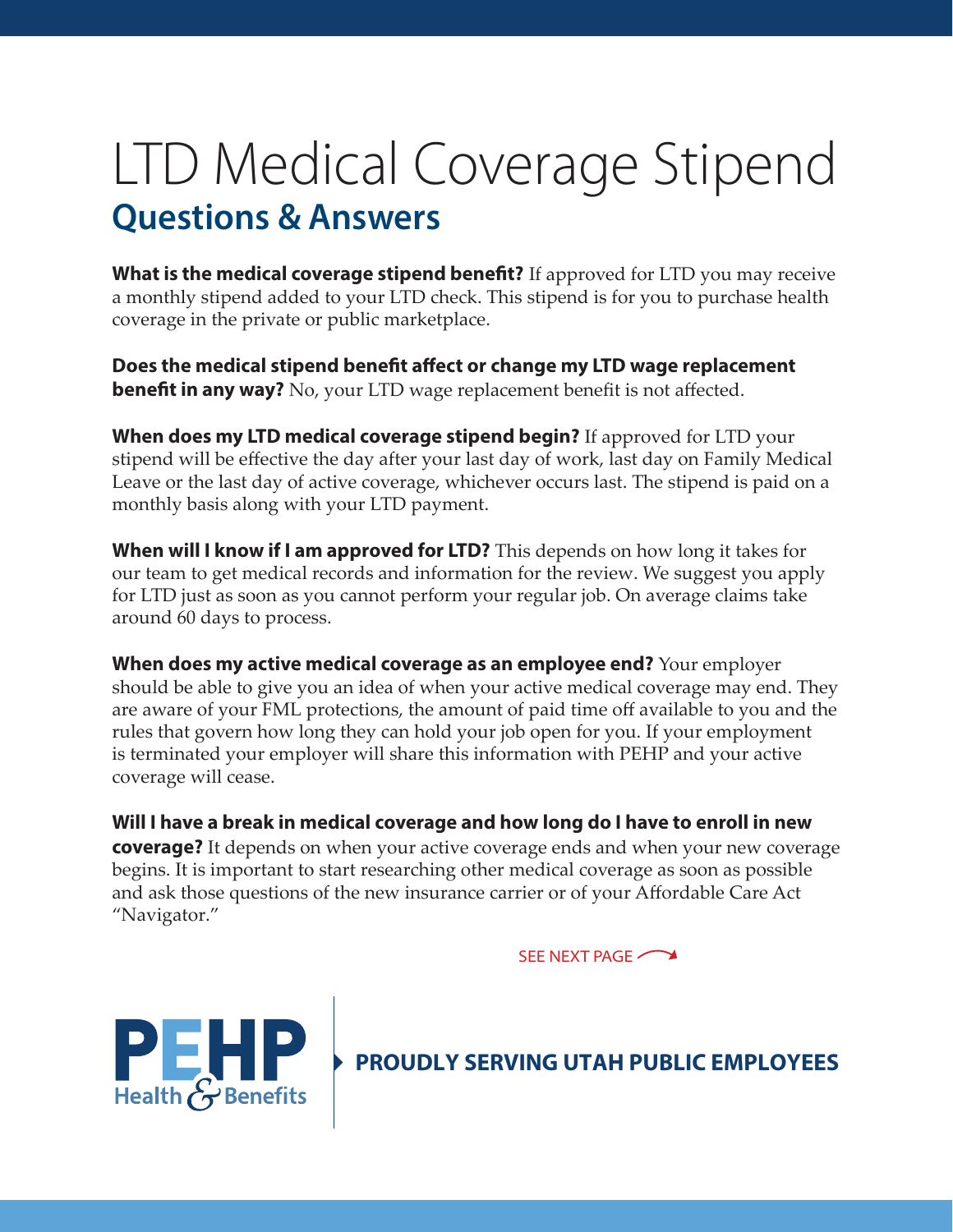# LTD Medical Coverage Stipend

## Questions & Answers

**What is the medical coverage stipend benefit?** If approved for LTD you may receive a monthly stipend added to your LTD check. This stipend is for you to purchase health coverage in the private or public marketplace.

**Does the medical stipend benefit affect or change my LTD wage replacement benefit in any way?** No, your LTD wage replacement benefit is not affected.

**When does my LTD medical coverage stipend begin?** If approved for LTD your stipend will be effective the day after your last day of work, last day on Family Medical Leave or the last day of active coverage, whichever occurs last. The stipend is paid on a monthly basis along with your LTD payment.

**When will I know if I am approved for LTD?** This depends on how long it takes for our team to get medical records and information for the review. We suggest you apply for LTD just as soon as you cannot perform your regular job. On average claims take around 60 days to process.

**When does my active medical coverage as an employee end?** Your employer should be able to give you an idea of when your active medical coverage may end. They are aware of your FML protections, the amount of paid time off available to you and the rules that govern how long they can hold your job open for you. If your employment is terminated your employer will share this information with PEHP and your active coverage will cease.

**Will I have a break in medical coverage and how long do I have to enroll in new coverage?** It depends on when your active coverage ends and when your new coverage begins. It is important to start researching other medical coverage as soon as possible and ask those questions of the new insurance carrier or of your Affordable Care Act "Navigator."

SEE NEXT PAGE

PEHP Health & Benefits

**PROUDLY SERVING UTAH PUBLIC EMPLOYEES**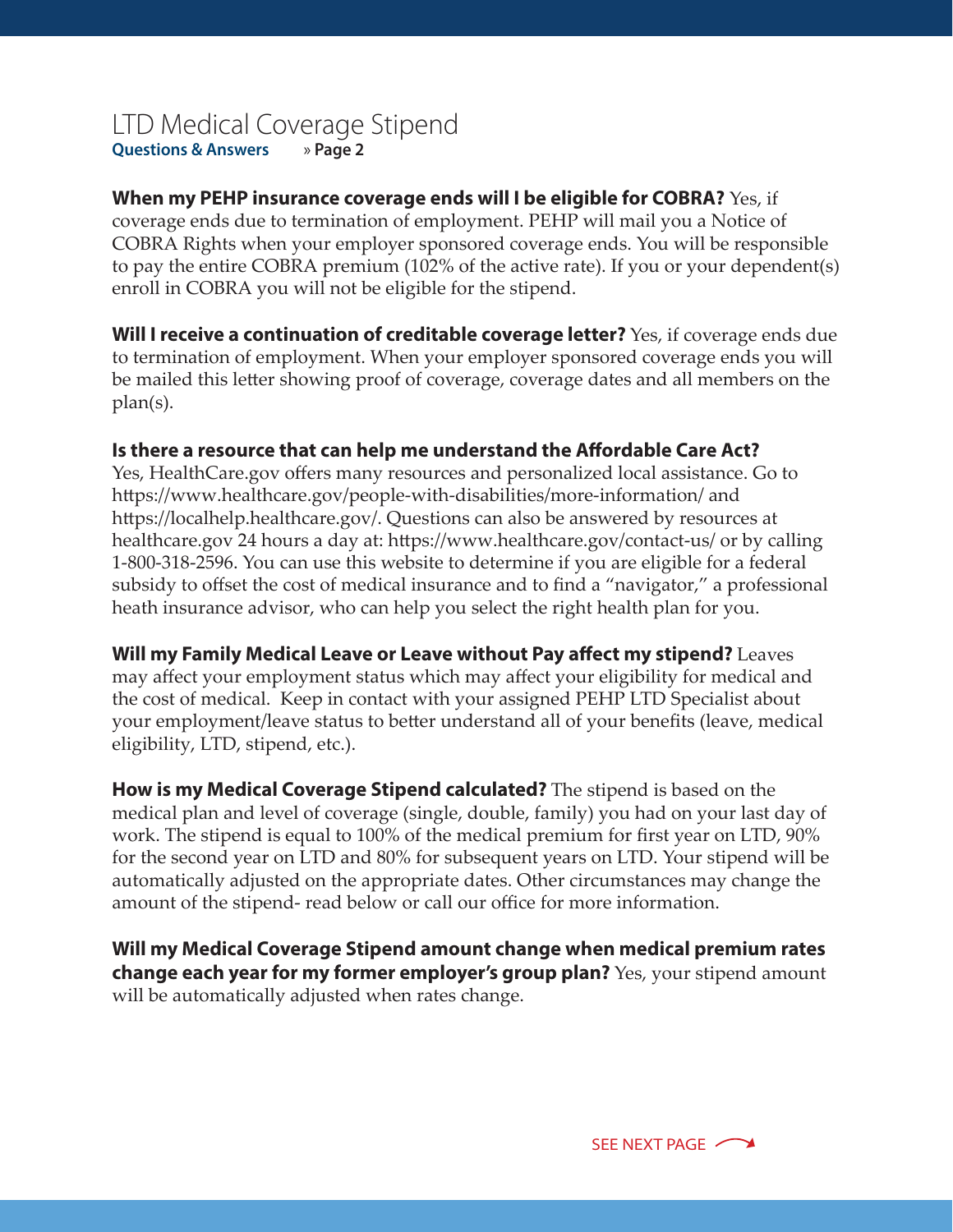# LTD Medical Coverage Stipend

**Questions & Answers** » **Page 2**

**When my PEHP insurance coverage ends will I be eligible for COBRA?** Yes, if coverage ends due to termination of employment. PEHP will mail you a Notice of COBRA Rights when your employer sponsored coverage ends. You will be responsible to pay the entire COBRA premium (102% of the active rate). If you or your dependent(s) enroll in COBRA you will not be eligible for the stipend.

**Will I receive a continuation of creditable coverage letter?** Yes, if coverage ends due to termination of employment. When your employer sponsored coverage ends you will be mailed this letter showing proof of coverage, coverage dates and all members on the plan(s).

**Is there a resource that can help me understand the Affordable Care Act?**
Yes, HealthCare.gov offers many resources and personalized local assistance. Go to https://www.healthcare.gov/people-with-disabilities/more-information/ and https://localhelp.healthcare.gov/. Questions can also be answered by resources at healthcare.gov 24 hours a day at: https://www.healthcare.gov/contact-us/ or by calling 1-800-318-2596. You can use this website to determine if you are eligible for a federal subsidy to offset the cost of medical insurance and to find a "navigator," a professional heath insurance advisor, who can help you select the right health plan for you.

**Will my Family Medical Leave or Leave without Pay affect my stipend?** Leaves may affect your employment status which may affect your eligibility for medical and the cost of medical. Keep in contact with your assigned PEHP LTD Specialist about your employment/leave status to better understand all of your benefits (leave, medical eligibility, LTD, stipend, etc.).

**How is my Medical Coverage Stipend calculated?** The stipend is based on the medical plan and level of coverage (single, double, family) you had on your last day of work. The stipend is equal to 100% of the medical premium for first year on LTD, 90% for the second year on LTD and 80% for subsequent years on LTD. Your stipend will be automatically adjusted on the appropriate dates. Other circumstances may change the amount of the stipend- read below or call our office for more information.

**Will my Medical Coverage Stipend amount change when medical premium rates change each year for my former employer's group plan?** Yes, your stipend amount will be automatically adjusted when rates change.

SEE NEXT PAGE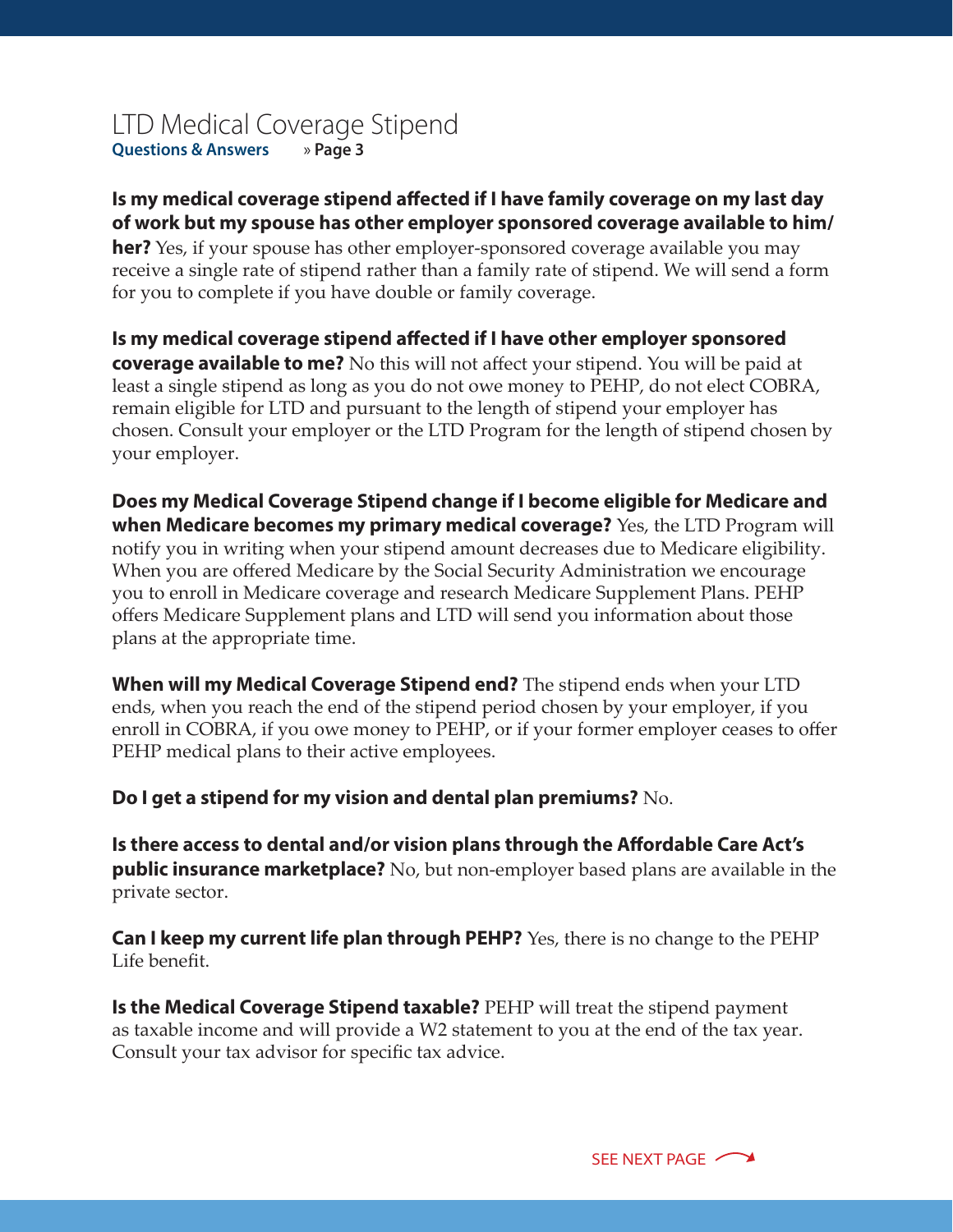# LTD Medical Coverage Stipend

**Questions & Answers** » **Page 3**

**Is my medical coverage stipend affected if I have family coverage on my last day of work but my spouse has other employer sponsored coverage available to him/her?** Yes, if your spouse has other employer-sponsored coverage available you may receive a single rate of stipend rather than a family rate of stipend. We will send a form for you to complete if you have double or family coverage.

**Is my medical coverage stipend affected if I have other employer sponsored coverage available to me?** No this will not affect your stipend. You will be paid at least a single stipend as long as you do not owe money to PEHP, do not elect COBRA, remain eligible for LTD and pursuant to the length of stipend your employer has chosen. Consult your employer or the LTD Program for the length of stipend chosen by your employer.

**Does my Medical Coverage Stipend change if I become eligible for Medicare and when Medicare becomes my primary medical coverage?** Yes, the LTD Program will notify you in writing when your stipend amount decreases due to Medicare eligibility. When you are offered Medicare by the Social Security Administration we encourage you to enroll in Medicare coverage and research Medicare Supplement Plans. PEHP offers Medicare Supplement plans and LTD will send you information about those plans at the appropriate time.

**When will my Medical Coverage Stipend end?** The stipend ends when your LTD ends, when you reach the end of the stipend period chosen by your employer, if you enroll in COBRA, if you owe money to PEHP, or if your former employer ceases to offer PEHP medical plans to their active employees.

**Do I get a stipend for my vision and dental plan premiums?** No.

**Is there access to dental and/or vision plans through the Affordable Care Act's public insurance marketplace?** No, but non-employer based plans are available in the private sector.

**Can I keep my current life plan through PEHP?** Yes, there is no change to the PEHP Life benefit.

**Is the Medical Coverage Stipend taxable?** PEHP will treat the stipend payment as taxable income and will provide a W2 statement to you at the end of the tax year. Consult your tax advisor for specific tax advice.

SEE NEXT PAGE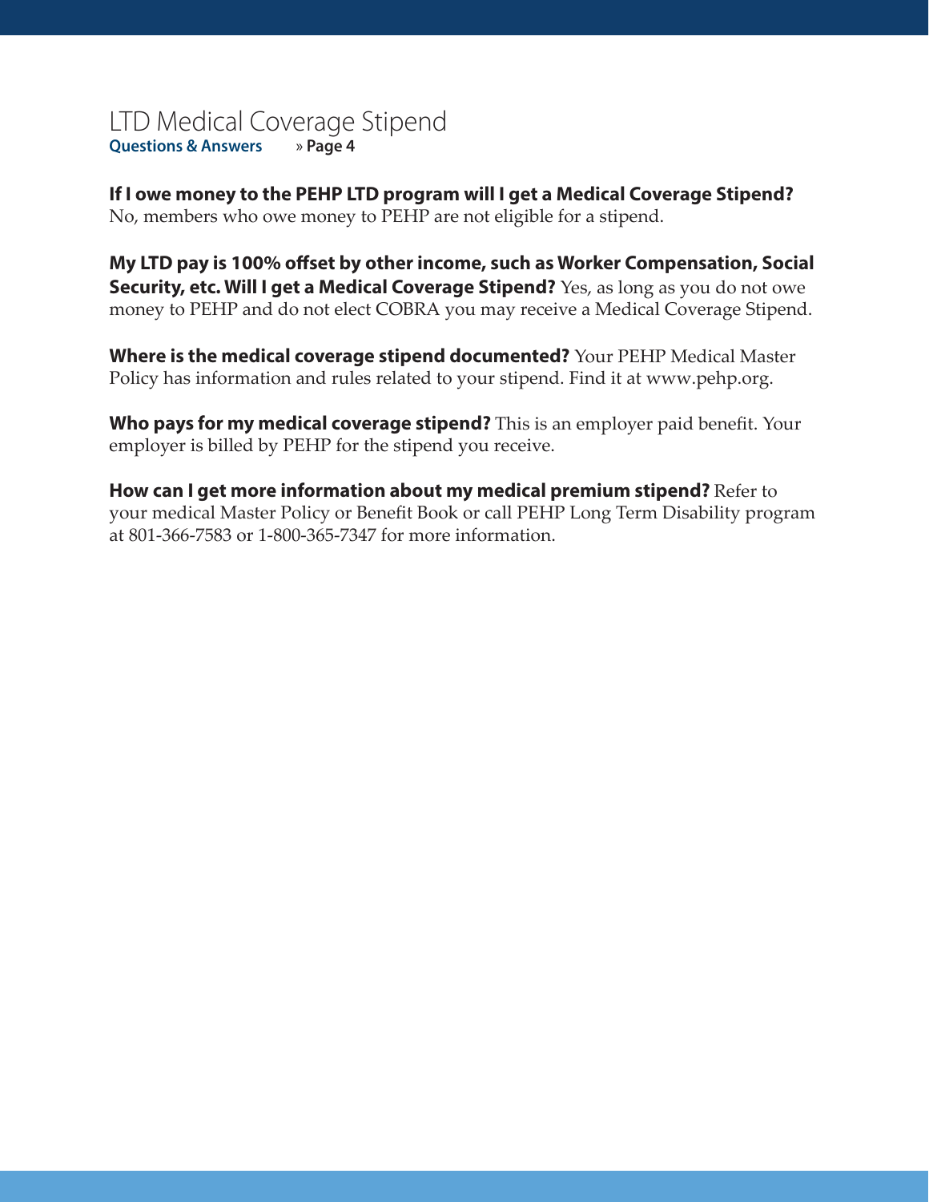**If I owe money to the PEHP LTD program will I get a Medical Coverage Stipend?**
No, members who owe money to PEHP are not eligible for a stipend.

**My LTD pay is 100% offset by other income, such as Worker Compensation, Social Security, etc. Will I get a Medical Coverage Stipend?** Yes, as long as you do not owe money to PEHP and do not elect COBRA you may receive a Medical Coverage Stipend.

**Where is the medical coverage stipend documented?** Your PEHP Medical Master Policy has information and rules related to your stipend. Find it at www.pehp.org.

**Who pays for my medical coverage stipend?** This is an employer paid benefit. Your employer is billed by PEHP for the stipend you receive.

**How can I get more information about my medical premium stipend?** Refer to your medical Master Policy or Benefit Book or call PEHP Long Term Disability program at 801-366-7583 or 1-800-365-7347 for more information.